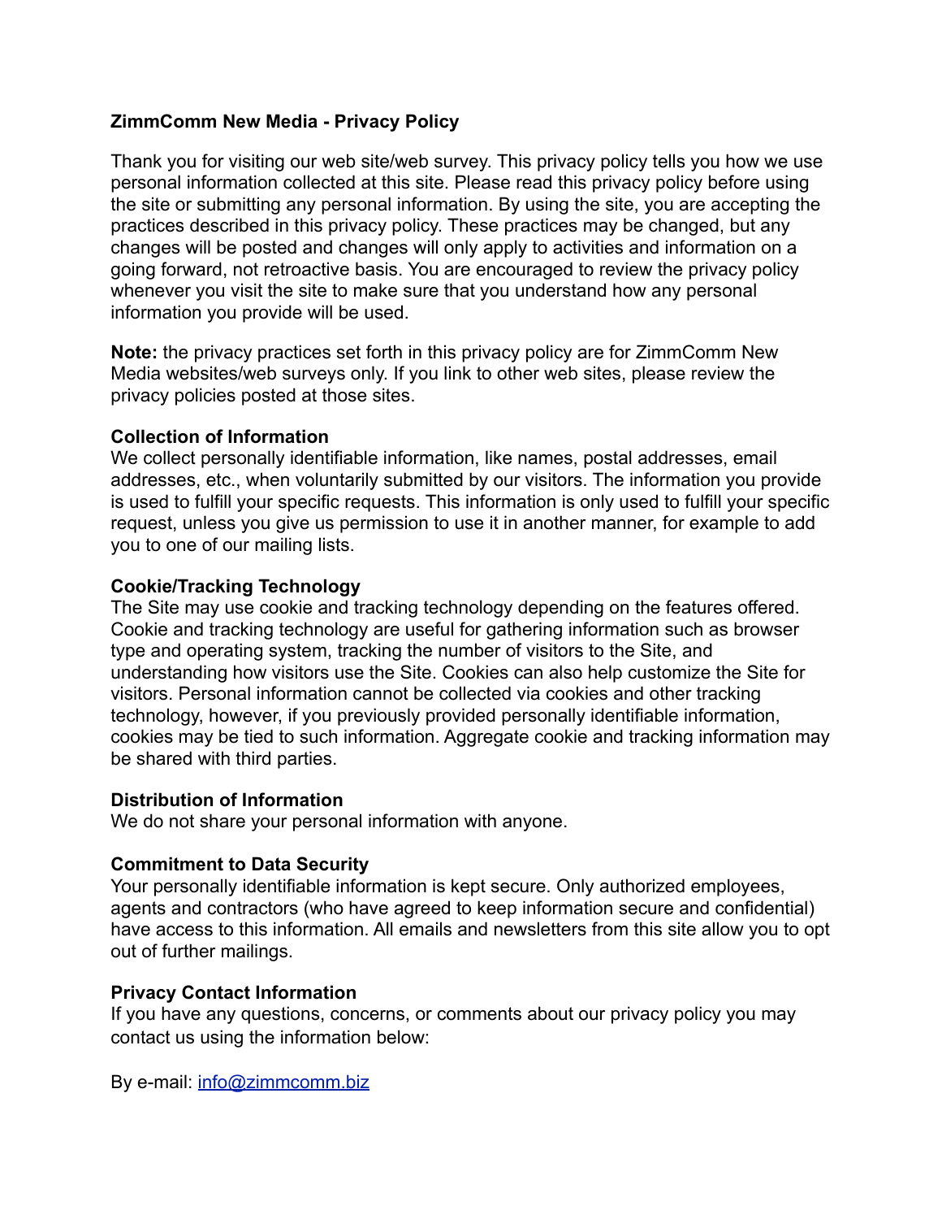# ZimmComm New Media - Privacy Policy

Thank you for visiting our web site/web survey. This privacy policy tells you how we use personal information collected at this site. Please read this privacy policy before using the site or submitting any personal information. By using the site, you are accepting the practices described in this privacy policy. These practices may be changed, but any changes will be posted and changes will only apply to activities and information on a going forward, not retroactive basis. You are encouraged to review the privacy policy whenever you visit the site to make sure that you understand how any personal information you provide will be used.

**Note:** the privacy practices set forth in this privacy policy are for ZimmComm New Media websites/web surveys only. If you link to other web sites, please review the privacy policies posted at those sites.

## Collection of Information

We collect personally identifiable information, like names, postal addresses, email addresses, etc., when voluntarily submitted by our visitors. The information you provide is used to fulfill your specific requests. This information is only used to fulfill your specific request, unless you give us permission to use it in another manner, for example to add you to one of our mailing lists.

## Cookie/Tracking Technology

The Site may use cookie and tracking technology depending on the features offered. Cookie and tracking technology are useful for gathering information such as browser type and operating system, tracking the number of visitors to the Site, and understanding how visitors use the Site. Cookies can also help customize the Site for visitors. Personal information cannot be collected via cookies and other tracking technology, however, if you previously provided personally identifiable information, cookies may be tied to such information. Aggregate cookie and tracking information may be shared with third parties.

## Distribution of Information

We do not share your personal information with anyone.

## Commitment to Data Security

Your personally identifiable information is kept secure. Only authorized employees, agents and contractors (who have agreed to keep information secure and confidential) have access to this information. All emails and newsletters from this site allow you to opt out of further mailings.

## Privacy Contact Information

If you have any questions, concerns, or comments about our privacy policy you may contact us using the information below:

By e-mail: info@zimmcomm.biz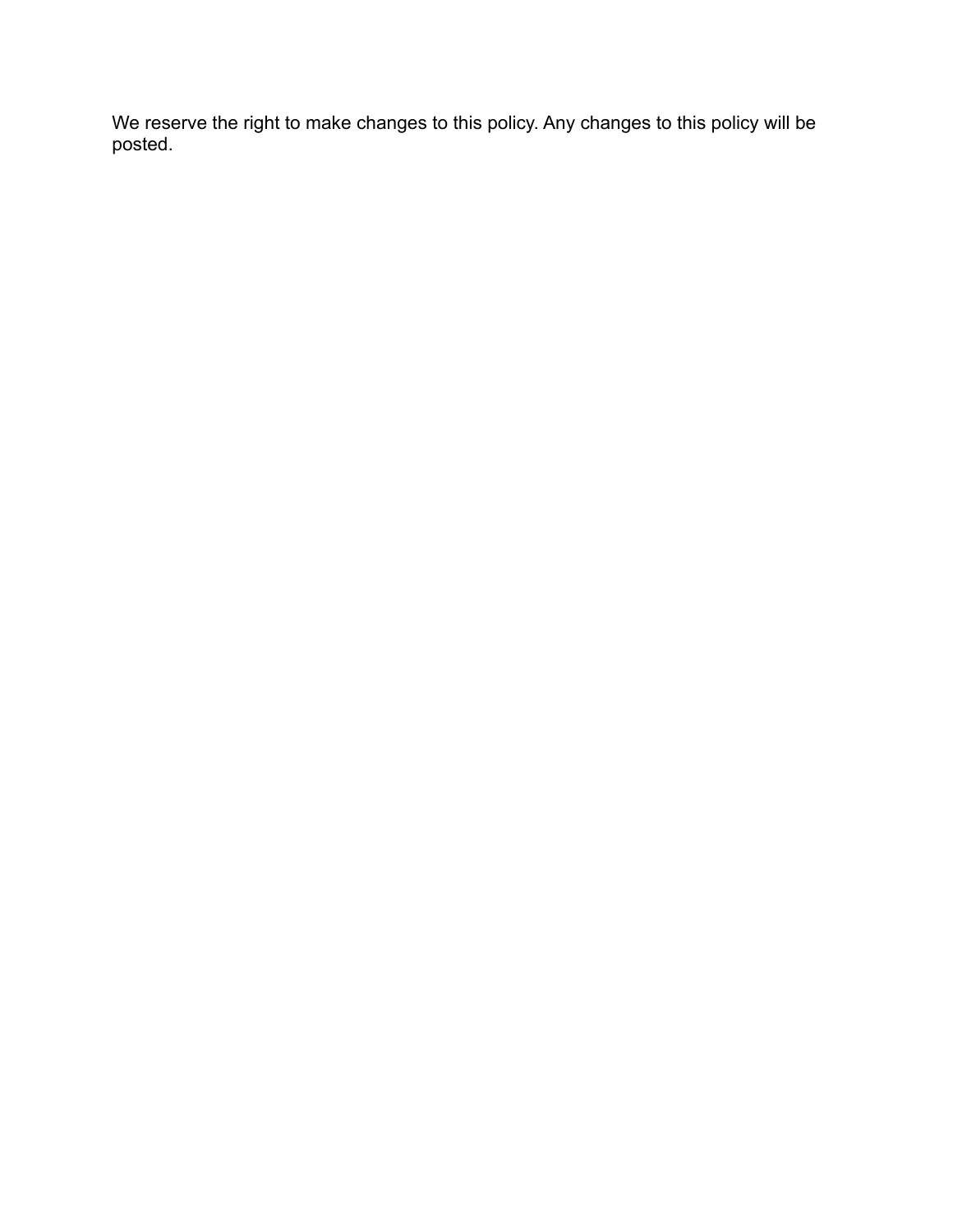We reserve the right to make changes to this policy. Any changes to this policy will be posted.